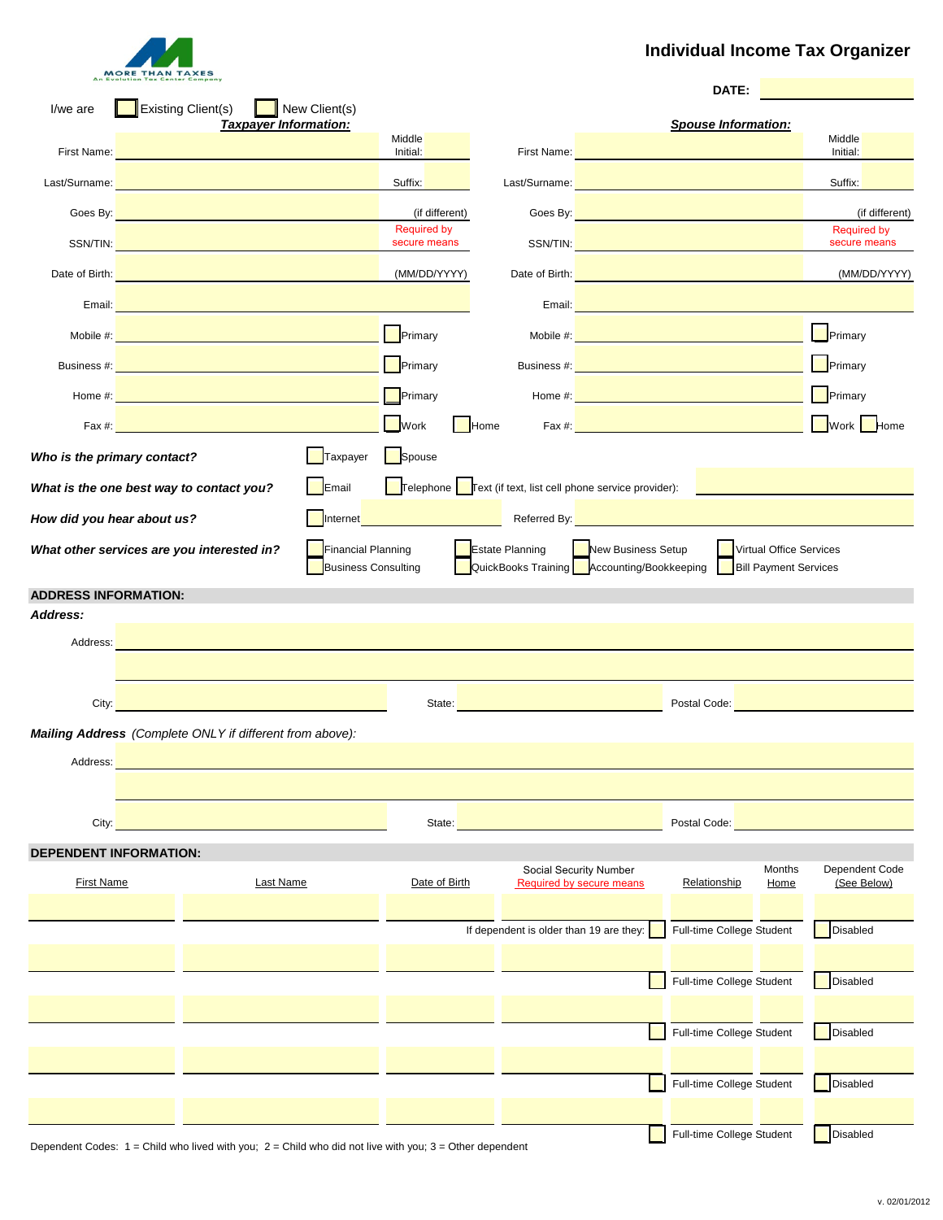MORE THAN TAXES
An Evolution Tax Center Company

# Individual Income Tax Organizer

DATE:

I/we are ☐ Existing Client(s) ☐ New Client(s)

| ***Taxpayer Information:*** | | ***Spouse Information:*** | |
|---|---|---|---|
| First Name: | Middle Initial: | First Name: | Middle Initial: |
| Last/Surname: | Suffix: | Last/Surname: | Suffix: |
| Goes By: | (if different) | Goes By: | (if different) |
| SSN/TIN: | Required by secure means | SSN/TIN: | Required by secure means |
| Date of Birth: | (MM/DD/YYYY) | Date of Birth: | (MM/DD/YYYY) |
| Email: | | Email: | |
| Mobile #: | ☐ Primary | Mobile #: | ☐ Primary |
| Business #: | ☐ Primary | Business #: | ☐ Primary |
| Home #: | ☐ Primary | Home #: | ☐ Primary |
| Fax #: | ☐ Work ☐ Home | Fax #: | ☐ Work ☐ Home |

***Who is the primary contact?*** ☐ Taxpayer ☐ Spouse

***What is the one best way to contact you?*** ☐ Email ☐ Telephone ☐ Text (if text, list cell phone service provider):

***How did you hear about us?*** ☐ Internet Referred By:

***What other services are you interested in?*** ☐ Financial Planning ☐ Estate Planning ☐ New Business Setup ☐ Virtual Office Services ☐ Business Consulting ☐ QuickBooks Training ☐ Accounting/Bookkeeping ☐ Bill Payment Services

## ADDRESS INFORMATION:

***Address:***

Address:

City: State: Postal Code:

***Mailing Address*** *(Complete ONLY if different from above):*

Address:

City: State: Postal Code:

## DEPENDENT INFORMATION:

| First Name | Last Name | Date of Birth | Social Security Number Required by secure means | Relationship | Months Home | Dependent Code (See Below) |
|---|---|---|---|---|---|---|
| | | | | | | |
| | | If dependent is older than 19 are they: | | ☐ Full-time College Student | | ☐ Disabled |
| | | | | | | |
| | | | | ☐ Full-time College Student | | ☐ Disabled |
| | | | | | | |
| | | | | ☐ Full-time College Student | | ☐ Disabled |
| | | | | | | |
| | | | | ☐ Full-time College Student | | ☐ Disabled |
| | | | | | | |
| | | | | ☐ Full-time College Student | | ☐ Disabled |

Dependent Codes: 1 = Child who lived with you; 2 = Child who did not live with you; 3 = Other dependent

v. 02/01/2012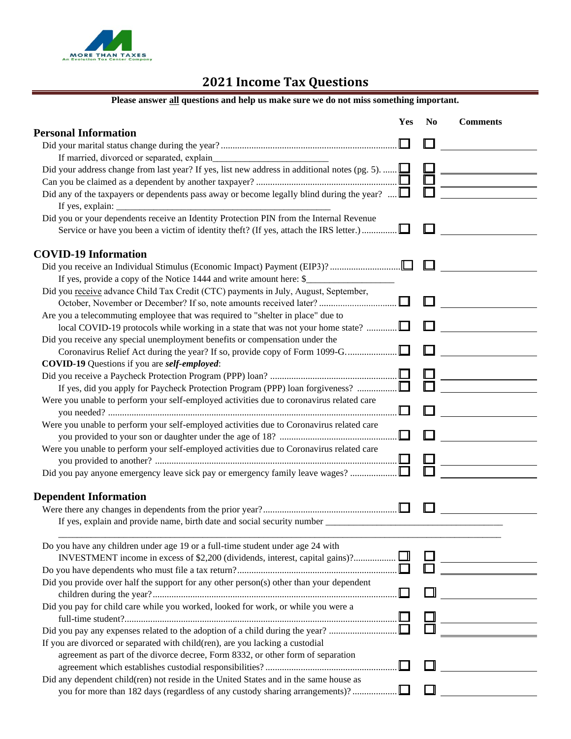MORE THAN TAXES
An Evolution Tax Center Company

# 2021 Income Tax Questions

**Please answer all questions and help us make sure we do not miss something important.**

| | Yes | No | Comments |
|---|---|---|---|
| **Personal Information** | | | |
| Did your marital status change during the year? | ☐ | ☐ | |
| If married, divorced or separated, explain__________________________ | | | |
| Did your address change from last year? If yes, list new address in additional notes (pg. 5). | ☐ | ☐ | |
| Can you be claimed as a dependent by another taxpayer? | ☐ | ☐ | |
| Did any of the taxpayers or dependents pass away or become legally blind during the year? | ☐ | ☐ | |
| If yes, explain: ______________________________________________ | | | |
| Did you or your dependents receive an Identity Protection PIN from the Internal Revenue Service or have you been a victim of identity theft? (If yes, attach the IRS letter.) | ☐ | ☐ | |
| **COVID-19 Information** | | | |
| Did you receive an Individual Stimulus (Economic Impact) Payment (EIP3)? | ☐ | ☐ | |
| If yes, provide a copy of the Notice 1444 and write amount here: $__________________ | | | |
| Did you receive advance Child Tax Credit (CTC) payments in July, August, September, October, November or December? If so, note amounts received later? | ☐ | ☐ | |
| Are you a telecommuting employee that was required to "shelter in place" due to local COVID-19 protocols while working in a state that was not your home state? | ☐ | ☐ | |
| Did you receive any special unemployment benefits or compensation under the Coronavirus Relief Act during the year? If so, provide copy of Form 1099-G. | ☐ | ☐ | |
| **COVID-19** Questions if you are ***self-employed***: | | | |
| Did you receive a Paycheck Protection Program (PPP) loan? | ☐ | ☐ | |
| If yes, did you apply for Paycheck Protection Program (PPP) loan forgiveness? | ☐ | ☐ | |
| Were you unable to perform your self-employed activities due to coronavirus related care you needed? | ☐ | ☐ | |
| Were you unable to perform your self-employed activities due to Coronavirus related care you provided to your son or daughter under the age of 18? | ☐ | ☐ | |
| Were you unable to perform your self-employed activities due to Coronavirus related care you provided to another? | ☐ | ☐ | |
| Did you pay anyone emergency leave sick pay or emergency family leave wages? | ☐ | ☐ | |
| **Dependent Information** | | | |
| Were there any changes in dependents from the prior year? | ☐ | ☐ | |
| If yes, explain and provide name, birth date and social security number ______________________________________ | | | |
| Do you have any children under age 19 or a full-time student under age 24 with INVESTMENT income in excess of $2,200 (dividends, interest, capital gains)? | ☐ | ☐ | |
| Do you have dependents who must file a tax return? | ☐ | ☐ | |
| Did you provide over half the support for any other person(s) other than your dependent children during the year? | ☐ | ☐ | |
| Did you pay for child care while you worked, looked for work, or while you were a full-time student? | ☐ | ☐ | |
| Did you pay any expenses related to the adoption of a child during the year? | ☐ | ☐ | |
| If you are divorced or separated with child(ren), are you lacking a custodial agreement as part of the divorce decree, Form 8332, or other form of separation agreement which establishes custodial responsibilities? | ☐ | ☐ | |
| Did any dependent child(ren) not reside in the United States and in the same house as you for more than 182 days (regardless of any custody sharing arrangements)? | ☐ | ☐ | |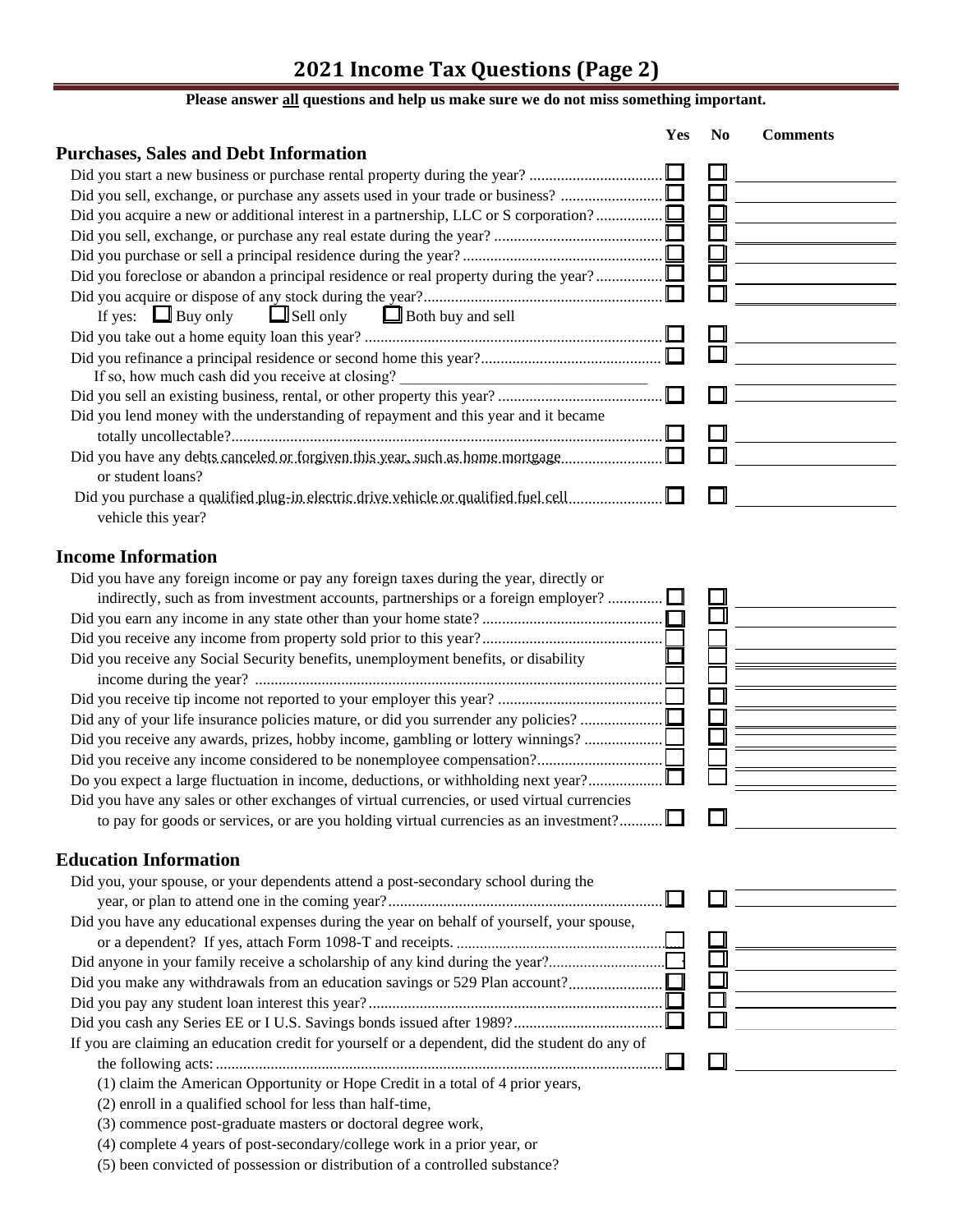# 2021 Income Tax Questions (Page 2)

**Please answer all questions and help us make sure we do not miss something important.**

| | Yes | No | Comments |
|---|---|---|---|
| **Purchases, Sales and Debt Information** | | | |
| Did you start a new business or purchase rental property during the year? | ☐ | ☐ | |
| Did you sell, exchange, or purchase any assets used in your trade or business? | ☐ | ☐ | |
| Did you acquire a new or additional interest in a partnership, LLC or S corporation? | ☐ | ☐ | |
| Did you sell, exchange, or purchase any real estate during the year? | ☐ | ☐ | |
| Did you purchase or sell a principal residence during the year? | ☐ | ☐ | |
| Did you foreclose or abandon a principal residence or real property during the year? | ☐ | ☐ | |
| Did you acquire or dispose of any stock during the year? | ☐ | ☐ | |
| If yes: ☐ Buy only ☐ Sell only ☐ Both buy and sell | | | |
| Did you take out a home equity loan this year? | ☐ | ☐ | |
| Did you refinance a principal residence or second home this year? | ☐ | ☐ | |
| If so, how much cash did you receive at closing? ____________ | | | |
| Did you sell an existing business, rental, or other property this year? | ☐ | ☐ | |
| Did you lend money with the understanding of repayment and this year and it became totally uncollectable? | ☐ | ☐ | |
| Did you have any debts canceled or forgiven this year, such as home mortgage or student loans? | ☐ | ☐ | |
| Did you purchase a qualified plug-in electric drive vehicle or qualified fuel cell vehicle this year? | ☐ | ☐ | |
| **Income Information** | | | |
| Did you have any foreign income or pay any foreign taxes during the year, directly or indirectly, such as from investment accounts, partnerships or a foreign employer? | ☐ | ☐ | |
| Did you earn any income in any state other than your home state? | ☐ | ☐ | |
| Did you receive any income from property sold prior to this year? | ☐ | ☐ | |
| Did you receive any Social Security benefits, unemployment benefits, or disability income during the year? | ☐ | ☐ | |
| Did you receive tip income not reported to your employer this year? | ☐ | ☐ | |
| Did any of your life insurance policies mature, or did you surrender any policies? | ☐ | ☐ | |
| Did you receive any awards, prizes, hobby income, gambling or lottery winnings? | ☐ | ☐ | |
| Did you receive any income considered to be nonemployee compensation? | ☐ | ☐ | |
| Do you expect a large fluctuation in income, deductions, or withholding next year? | ☐ | ☐ | |
| Did you have any sales or other exchanges of virtual currencies, or used virtual currencies to pay for goods or services, or are you holding virtual currencies as an investment? | ☐ | ☐ | |
| **Education Information** | | | |
| Did you, your spouse, or your dependents attend a post-secondary school during the year, or plan to attend one in the coming year? | ☐ | ☐ | |
| Did you have any educational expenses during the year on behalf of yourself, your spouse, or a dependent? If yes, attach Form 1098-T and receipts. | ☐ | ☐ | |
| Did anyone in your family receive a scholarship of any kind during the year? | ☐ | ☐ | |
| Did you make any withdrawals from an education savings or 529 Plan account? | ☐ | ☐ | |
| Did you pay any student loan interest this year? | ☐ | ☐ | |
| Did you cash any Series EE or I U.S. Savings bonds issued after 1989? | ☐ | ☐ | |
| If you are claiming an education credit for yourself or a dependent, did the student do any of the following acts: | ☐ | ☐ | |

(1) claim the American Opportunity or Hope Credit in a total of 4 prior years,
(2) enroll in a qualified school for less than half-time,
(3) commence post-graduate masters or doctoral degree work,
(4) complete 4 years of post-secondary/college work in a prior year, or
(5) been convicted of possession or distribution of a controlled substance?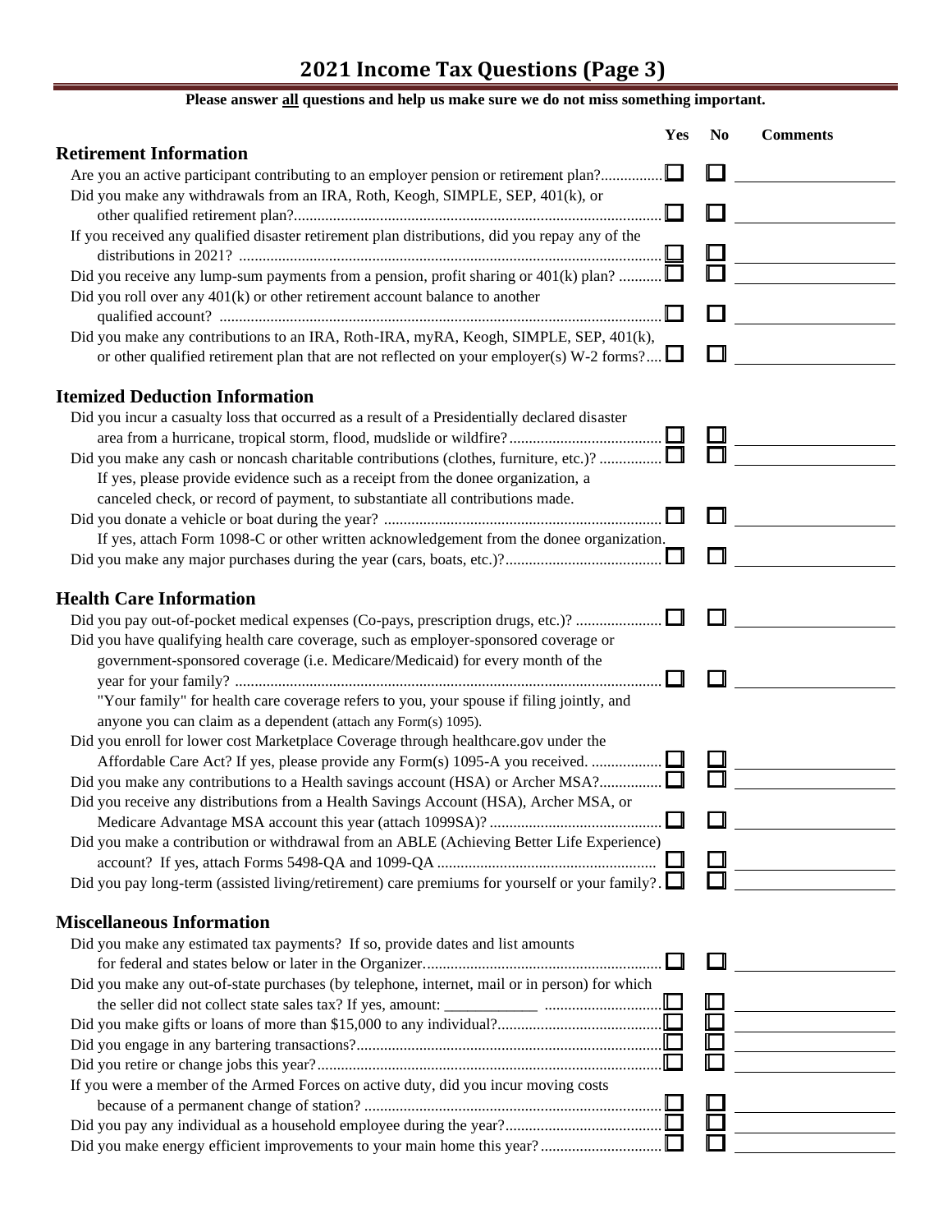# 2021 Income Tax Questions (Page 3)

**Please answer all questions and help us make sure we do not miss something important.**

| | Yes | No | Comments |
|---|---|---|---|
| **Retirement Information** | | | |
| Are you an active participant contributing to an employer pension or retirement plan? | ☐ | ☐ | |
| Did you make any withdrawals from an IRA, Roth, Keogh, SIMPLE, SEP, 401(k), or other qualified retirement plan? | ☐ | ☐ | |
| If you received any qualified disaster retirement plan distributions, did you repay any of the distributions in 2021? | ☐ | ☐ | |
| Did you receive any lump-sum payments from a pension, profit sharing or 401(k) plan? | ☐ | ☐ | |
| Did you roll over any 401(k) or other retirement account balance to another qualified account? | ☐ | ☐ | |
| Did you make any contributions to an IRA, Roth-IRA, myRA, Keogh, SIMPLE, SEP, 401(k), or other qualified retirement plan that are not reflected on your employer(s) W-2 forms? | ☐ | ☐ | |
| **Itemized Deduction Information** | | | |
| Did you incur a casualty loss that occurred as a result of a Presidentially declared disaster area from a hurricane, tropical storm, flood, mudslide or wildfire? | ☐ | ☐ | |
| Did you make any cash or noncash charitable contributions (clothes, furniture, etc.)? If yes, please provide evidence such as a receipt from the donee organization, a canceled check, or record of payment, to substantiate all contributions made. | ☐ | ☐ | |
| Did you donate a vehicle or boat during the year? If yes, attach Form 1098-C or other written acknowledgement from the donee organization. | ☐ | ☐ | |
| Did you make any major purchases during the year (cars, boats, etc.)? | ☐ | ☐ | |
| **Health Care Information** | | | |
| Did you pay out-of-pocket medical expenses (Co-pays, prescription drugs, etc.)? | ☐ | ☐ | |
| Did you have qualifying health care coverage, such as employer-sponsored coverage or government-sponsored coverage (i.e. Medicare/Medicaid) for every month of the year for your family? "Your family" for health care coverage refers to you, your spouse if filing jointly, and anyone you can claim as a dependent (attach any Form(s) 1095). | ☐ | ☐ | |
| Did you enroll for lower cost Marketplace Coverage through healthcare.gov under the Affordable Care Act? If yes, please provide any Form(s) 1095-A you received. | ☐ | ☐ | |
| Did you make any contributions to a Health savings account (HSA) or Archer MSA? | ☐ | ☐ | |
| Did you receive any distributions from a Health Savings Account (HSA), Archer MSA, or Medicare Advantage MSA account this year (attach 1099SA)? | ☐ | ☐ | |
| Did you make a contribution or withdrawal from an ABLE (Achieving Better Life Experience) account? If yes, attach Forms 5498-QA and 1099-QA | ☐ | ☐ | |
| Did you pay long-term (assisted living/retirement) care premiums for yourself or your family? | ☐ | ☐ | |
| **Miscellaneous Information** | | | |
| Did you make any estimated tax payments? If so, provide dates and list amounts for federal and states below or later in the Organizer. | ☐ | ☐ | |
| Did you make any out-of-state purchases (by telephone, internet, mail or in person) for which the seller did not collect state sales tax? If yes, amount: ____________ | ☐ | ☐ | |
| Did you make gifts or loans of more than $15,000 to any individual? | ☐ | ☐ | |
| Did you engage in any bartering transactions? | ☐ | ☐ | |
| Did you retire or change jobs this year? | ☐ | ☐ | |
| If you were a member of the Armed Forces on active duty, did you incur moving costs because of a permanent change of station? | ☐ | ☐ | |
| Did you pay any individual as a household employee during the year? | ☐ | ☐ | |
| Did you make energy efficient improvements to your main home this year? | ☐ | ☐ | |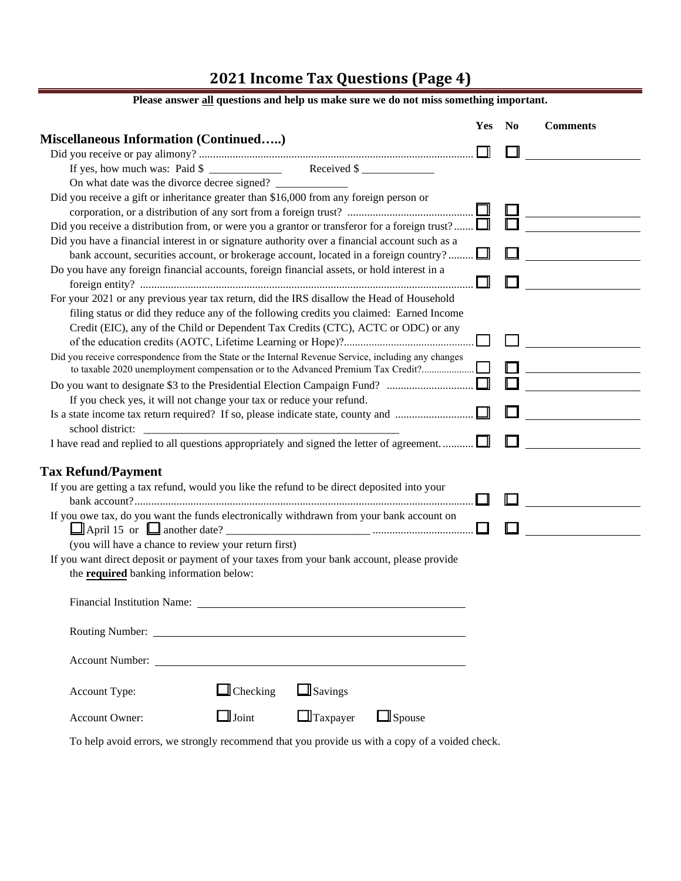# 2021 Income Tax Questions (Page 4)

**Please answer all questions and help us make sure we do not miss something important.**

| | Yes | No | Comments |
|---|---|---|---|
| **Miscellaneous Information (Continued…..)** | | | |
| Did you receive or pay alimony? | ☐ | ☐ | |
| If yes, how much was: Paid $ _____________ Received $ _____________ | | | |
| On what date was the divorce decree signed? _____________ | | | |
| Did you receive a gift or inheritance greater than $16,000 from any foreign person or corporation, or a distribution of any sort from a foreign trust? | ☐ | ☐ | |
| Did you receive a distribution from, or were you a grantor or transferor for a foreign trust? | ☐ | ☐ | |
| Did you have a financial interest in or signature authority over a financial account such as a bank account, securities account, or brokerage account, located in a foreign country? | ☐ | ☐ | |
| Do you have any foreign financial accounts, foreign financial assets, or hold interest in a foreign entity? | ☐ | ☐ | |
| For your 2021 or any previous year tax return, did the IRS disallow the Head of Household filing status or did they reduce any of the following credits you claimed: Earned Income Credit (EIC), any of the Child or Dependent Tax Credits (CTC), ACTC or ODC) or any of the education credits (AOTC, Lifetime Learning or Hope)? | ☐ | ☐ | |
| Did you receive correspondence from the State or the Internal Revenue Service, including any changes to taxable 2020 unemployment compensation or to the Advanced Premium Tax Credit? | ☐ | ☐ | |
| Do you want to designate $3 to the Presidential Election Campaign Fund? If you check yes, it will not change your tax or reduce your refund. | ☐ | ☐ | |
| Is a state income tax return required? If so, please indicate state, county and school district: _______________________________________________ | ☐ | ☐ | |
| I have read and replied to all questions appropriately and signed the letter of agreement. | ☐ | ☐ | |
| **Tax Refund/Payment** | | | |
| If you are getting a tax refund, would you like the refund to be direct deposited into your bank account? | ☐ | ☐ | |
| If you owe tax, do you want the funds electronically withdrawn from your bank account on ☐ April 15 or ☐ another date? _________________________ (you will have a chance to review your return first) | ☐ | ☐ | |

If you want direct deposit or payment of your taxes from your bank account, please provide the **required** banking information below:

Financial Institution Name: ______________________________________________

Routing Number: ______________________________________________

Account Number: ______________________________________________

Account Type: ☐ Checking ☐ Savings

Account Owner: ☐ Joint ☐ Taxpayer ☐ Spouse

To help avoid errors, we strongly recommend that you provide us with a copy of a voided check.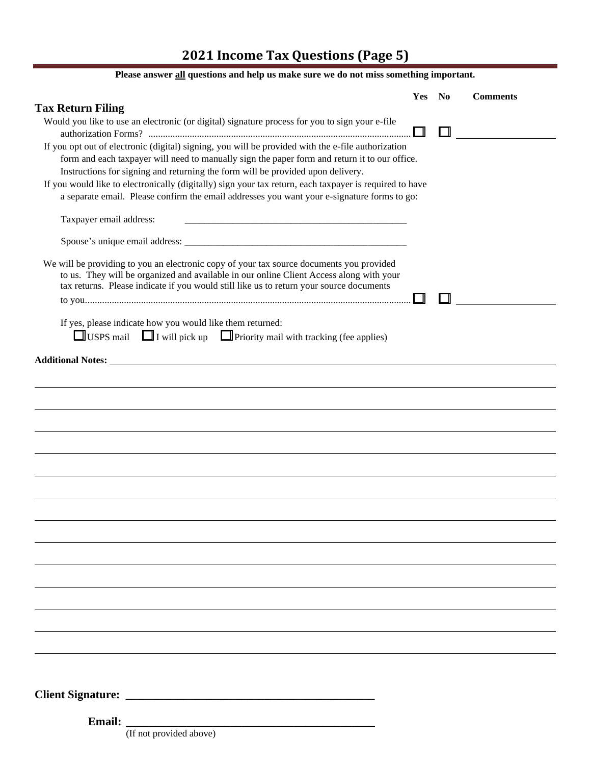# 2021 Income Tax Questions (Page 5)

**Please answer all questions and help us make sure we do not miss something important.**

| | Yes | No | Comments |
|---|---|---|---|
| **Tax Return Filing** | | | |
| Would you like to use an electronic (or digital) signature process for you to sign your e-file authorization Forms? | ☐ | ☐ | ____________ |

If you opt out of electronic (digital) signing, you will be provided with the e-file authorization form and each taxpayer will need to manually sign the paper form and return it to our office. Instructions for signing and returning the form will be provided upon delivery.

If you would like to electronically (digitally) sign your tax return, each taxpayer is required to have a separate email. Please confirm the email addresses you want your e-signature forms to go:

Taxpayer email address: ______________________________________________

Spouse's unique email address: ______________________________________________

| | Yes | No | Comments |
|---|---|---|---|
| We will be providing to you an electronic copy of your tax source documents you provided to us. They will be organized and available in our online Client Access along with your tax returns. Please indicate if you would still like us to return your source documents to you. | ☐ | ☐ | ____________ |

If yes, please indicate how you would like them returned:

☐ USPS mail ☐ I will pick up ☐ Priority mail with tracking (fee applies)

**Additional Notes:** ______________________________________________

______________________________________________

______________________________________________

______________________________________________

______________________________________________

______________________________________________

______________________________________________

______________________________________________

______________________________________________

______________________________________________

______________________________________________

______________________________________________

______________________________________________

______________________________________________

**Client Signature:** ______________________________________________

**Email:** ______________________________________________
(If not provided above)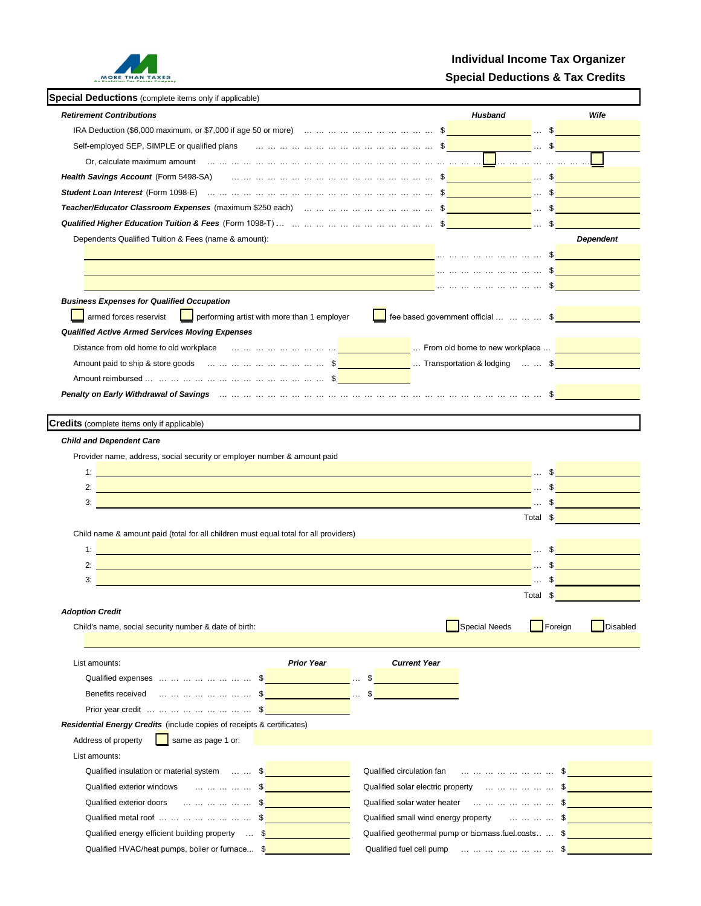MORE THAN TAXES
An Evolution Tax Center Company

# Individual Income Tax Organizer
## Special Deductions & Tax Credits

## Special Deductions (complete items only if applicable)

| ***Retirement Contributions*** | ***Husband*** | ***Wife*** |
|---|---|---|
| IRA Deduction ($6,000 maximum, or $7,000 if age 50 or more) | $ | $ |
| Self-employed SEP, SIMPLE or qualified plans | $ | $ |
| Or, calculate maximum amount | ☐ | ☐ |
| ***Health Savings Account*** (Form 5498-SA) | $ | $ |
| ***Student Loan Interest*** (Form 1098-E) | $ | $ |
| ***Teacher/Educator Classroom Expenses*** (maximum $250 each) | $ | $ |
| ***Qualified Higher Education Tuition & Fees*** (Form 1098-T) | $ | $ |

Dependents Qualified Tuition & Fees (name & amount):

| | ***Dependent*** |
|---|---|
| | $ |
| | $ |
| | $ |

***Business Expenses for Qualified Occupation***

☐ armed forces reservist ☐ performing artist with more than 1 employer ☐ fee based government official … $

***Qualified Active Armed Services Moving Expenses***

| | | | |
|---|---|---|---|
| Distance from old home to old workplace | | From old home to new workplace | |
| Amount paid to ship & store goods | $ | Transportation & lodging | $ |
| Amount reimbursed | $ | | |

***Penalty on Early Withdrawal of Savings*** … $

## Credits (complete items only if applicable)

***Child and Dependent Care***

Provider name, address, social security or employer number & amount paid

| | | |
|---|---|---|
| 1: | | $ |
| 2: | | $ |
| 3: | | $ |
| | Total | $ |

Child name & amount paid (total for all children must equal total for all providers)

| | | |
|---|---|---|
| 1: | | $ |
| 2: | | $ |
| 3: | | $ |
| | Total | $ |

***Adoption Credit***

Child's name, social security number & date of birth: ☐ Special Needs ☐ Foreign ☐ Disabled

List amounts:

| | ***Prior Year*** | ***Current Year*** |
|---|---|---|
| Qualified expenses | $ | $ |
| Benefits received | $ | $ |
| Prior year credit | $ | |

***Residential Energy Credits*** (include copies of receipts & certificates)

Address of property ☐ same as page 1 or:

List amounts:

| | | | |
|---|---|---|---|
| Qualified insulation or material system | $ | Qualified circulation fan | $ |
| Qualified exterior windows | $ | Qualified solar electric property | $ |
| Qualified exterior doors | $ | Qualified solar water heater | $ |
| Qualified metal roof | $ | Qualified small wind energy property | $ |
| Qualified energy efficient building property | $ | Qualified geothermal pump or biomass fuel costs | $ |
| Qualified HVAC/heat pumps, boiler or furnace | $ | Qualified fuel cell pump | $ |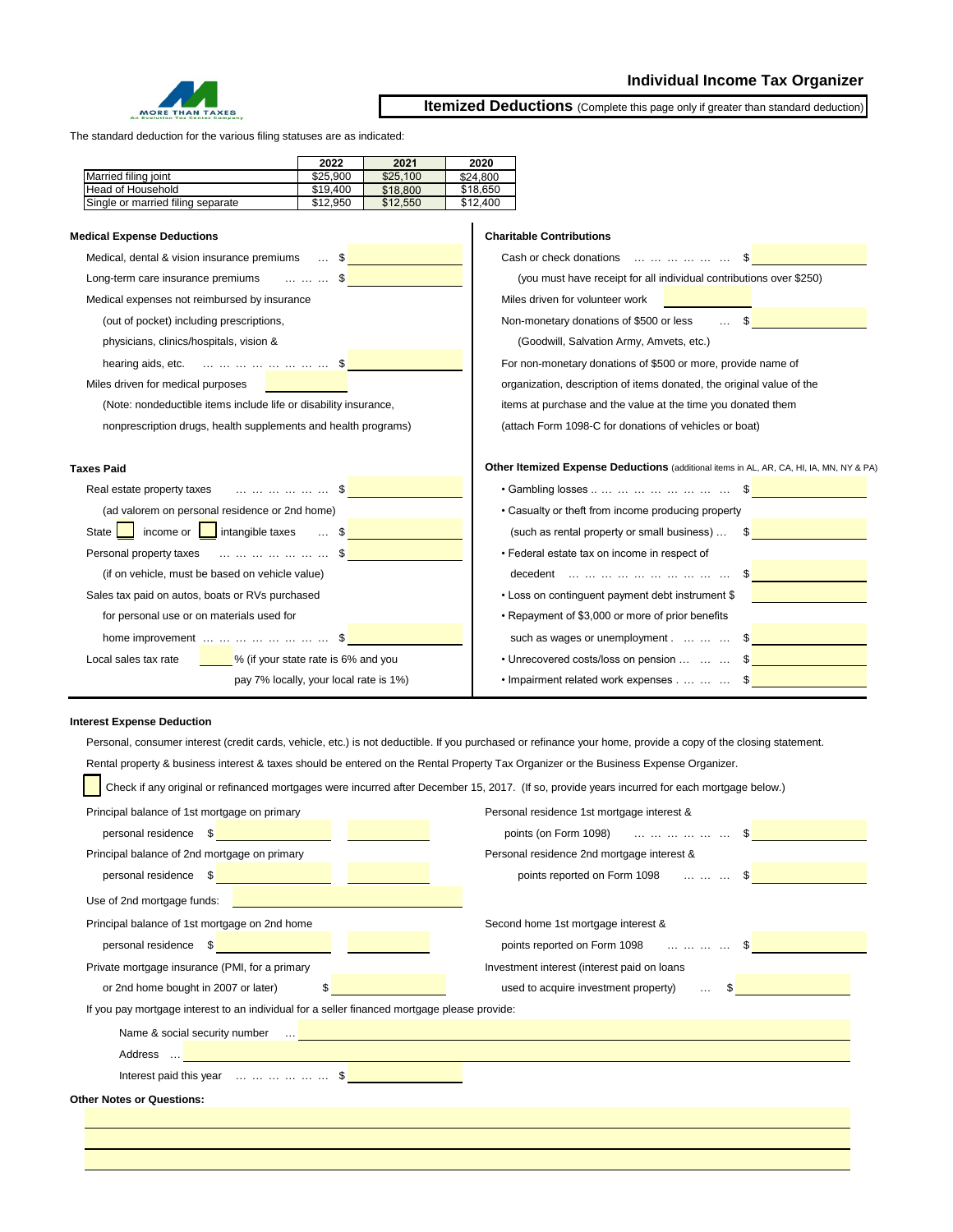# Individual Income Tax Organizer

## Itemized Deductions (Complete this page only if greater than standard deduction)

The standard deduction for the various filing statuses are as indicated:

| | 2022 | 2021 | 2020 |
|---|---|---|---|
| Married filing joint | $25,900 | $25,100 | $24,800 |
| Head of Household | $19,400 | $18,800 | $18,650 |
| Single or married filing separate | $12,950 | $12,550 | $12,400 |

### Medical Expense Deductions

Medical, dental & vision insurance premiums ... $ ______

Long-term care insurance premiums ... ... ... $ ______

Medical expenses not reimbursed by insurance (out of pocket) including prescriptions, physicians, clinics/hospitals, vision & hearing aids, etc. ... ... ... ... ... ... ... ... $ ______

Miles driven for medical purposes ______

(Note: nondeductible items include life or disability insurance, nonprescription drugs, health supplements and health programs)

### Charitable Contributions

Cash or check donations ... ... ... ... ... ... $ ______

(you must have receipt for all individual contributions over $250)

Miles driven for volunteer work ______

Non-monetary donations of $500 or less ... $ ______

(Goodwill, Salvation Army, Amvets, etc.)

For non-monetary donations of $500 or more, provide name of organization, description of items donated, the original value of the items at purchase and the value at the time you donated them (attach Form 1098-C for donations of vehicles or boat)

### Taxes Paid

Real estate property taxes ... ... ... ... ... ... $ ______

(ad valorem on personal residence or 2nd home)

State ☐ income or ☐ intangible taxes ... $ ______

Personal property taxes ... ... ... ... ... ... $ ______

(if on vehicle, must be based on vehicle value)

Sales tax paid on autos, boats or RVs purchased for personal use or on materials used for home improvement ... ... ... ... ... ... ... ... $ ______

Local sales tax rate ______ % (if your state rate is 6% and you pay 7% locally, your local rate is 1%)

### Other Itemized Expense Deductions (additional items in AL, AR, CA, HI, IA, MN, NY & PA)

- Gambling losses .. ... ... ... ... ... ... ... ... $ ______
- Casualty or theft from income producing property (such as rental property or small business) ... $ ______
- Federal estate tax on income in respect of decedent ... ... ... ... ... ... ... ... ... $ ______
- Loss on continguent payment debt instrument $ ______
- Repayment of $3,000 or more of prior benefits such as wages or unemployment . ... ... ... $ ______
- Unrecovered costs/loss on pension ... ... ... $ ______
- Impairment related work expenses . ... ... ... $ ______

### Interest Expense Deduction

Personal, consumer interest (credit cards, vehicle, etc.) is not deductible. If you purchased or refinance your home, provide a copy of the closing statement.

Rental property & business interest & taxes should be entered on the Rental Property Tax Organizer or the Business Expense Organizer.

☐ Check if any original or refinanced mortgages were incurred after December 15, 2017. (If so, provide years incurred for each mortgage below.)

Principal balance of 1st mortgage on primary personal residence $ ______ ______

Principal balance of 2nd mortgage on primary personal residence $ ______ ______

Use of 2nd mortgage funds: ______

Principal balance of 1st mortgage on 2nd home personal residence $ ______ ______

Private mortgage insurance (PMI, for a primary or 2nd home bought in 2007 or later) $ ______

Personal residence 1st mortgage interest & points (on Form 1098) ... ... ... ... ... ... $ ______

Personal residence 2nd mortgage interest & points reported on Form 1098 ... ... ... $ ______

Second home 1st mortgage interest & points reported on Form 1098 ... ... ... ... $ ______

Investment interest (interest paid on loans used to acquire investment property) ... $ ______

If you pay mortgage interest to an individual for a seller financed mortgage please provide:

Name & social security number ... ______

Address ... ______

Interest paid this year ... ... ... ... ... ... $ ______

**Other Notes or Questions:**

______

______

______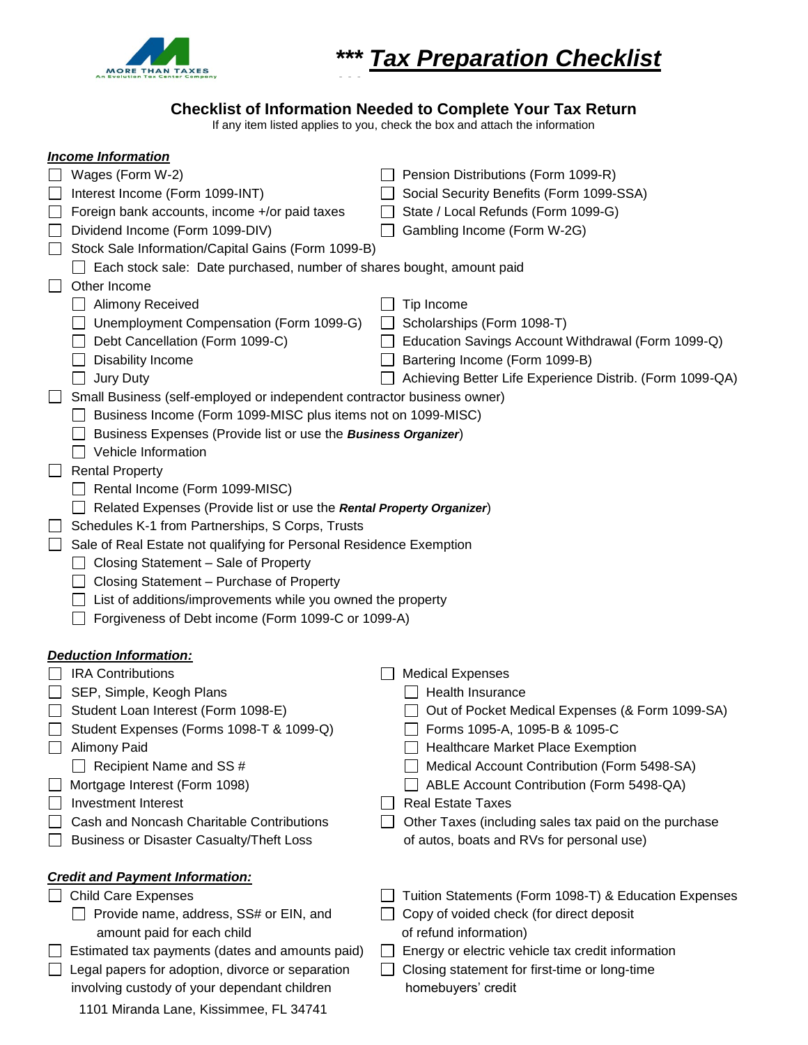MORE THAN TAXES
An Evolution Tax Center Company

# *** ***Tax Preparation Checklist***

## Checklist of Information Needed to Complete Your Tax Return

If any item listed applies to you, check the box and attach the information

***Income Information***

- ☐ Wages (Form W-2)
- ☐ Interest Income (Form 1099-INT)
- ☐ Foreign bank accounts, income +/or paid taxes
- ☐ Dividend Income (Form 1099-DIV)
- ☐ Pension Distributions (Form 1099-R)
- ☐ Social Security Benefits (Form 1099-SSA)
- ☐ State / Local Refunds (Form 1099-G)
- ☐ Gambling Income (Form W-2G)
- ☐ Stock Sale Information/Capital Gains (Form 1099-B)
  - ☐ Each stock sale: Date purchased, number of shares bought, amount paid
- ☐ Other Income
  - ☐ Alimony Received
  - ☐ Unemployment Compensation (Form 1099-G)
  - ☐ Debt Cancellation (Form 1099-C)
  - ☐ Disability Income
  - ☐ Jury Duty
  - ☐ Tip Income
  - ☐ Scholarships (Form 1098-T)
  - ☐ Education Savings Account Withdrawal (Form 1099-Q)
  - ☐ Bartering Income (Form 1099-B)
  - ☐ Achieving Better Life Experience Distrib. (Form 1099-QA)
- ☐ Small Business (self-employed or independent contractor business owner)
  - ☐ Business Income (Form 1099-MISC plus items not on 1099-MISC)
  - ☐ Business Expenses (Provide list or use the ***Business Organizer***)
  - ☐ Vehicle Information
- ☐ Rental Property
  - ☐ Rental Income (Form 1099-MISC)
  - ☐ Related Expenses (Provide list or use the ***Rental Property Organizer***)
- ☐ Schedules K-1 from Partnerships, S Corps, Trusts
- ☐ Sale of Real Estate not qualifying for Personal Residence Exemption
  - ☐ Closing Statement – Sale of Property
  - ☐ Closing Statement – Purchase of Property
  - ☐ List of additions/improvements while you owned the property
  - ☐ Forgiveness of Debt income (Form 1099-C or 1099-A)

***Deduction Information:***

- ☐ IRA Contributions
- ☐ SEP, Simple, Keogh Plans
- ☐ Student Loan Interest (Form 1098-E)
- ☐ Student Expenses (Forms 1098-T & 1099-Q)
- ☐ Alimony Paid
  - ☐ Recipient Name and SS #
- ☐ Mortgage Interest (Form 1098)
- ☐ Investment Interest
- ☐ Cash and Noncash Charitable Contributions
- ☐ Business or Disaster Casualty/Theft Loss
- ☐ Medical Expenses
  - ☐ Health Insurance
  - ☐ Out of Pocket Medical Expenses (& Form 1099-SA)
  - ☐ Forms 1095-A, 1095-B & 1095-C
  - ☐ Healthcare Market Place Exemption
  - ☐ Medical Account Contribution (Form 5498-SA)
  - ☐ ABLE Account Contribution (Form 5498-QA)
- ☐ Real Estate Taxes
- ☐ Other Taxes (including sales tax paid on the purchase of autos, boats and RVs for personal use)

***Credit and Payment Information:***

- ☐ Child Care Expenses
  - ☐ Provide name, address, SS# or EIN, and amount paid for each child
- ☐ Estimated tax payments (dates and amounts paid)
- ☐ Legal papers for adoption, divorce or separation involving custody of your dependant children
- ☐ Tuition Statements (Form 1098-T) & Education Expenses
- ☐ Copy of voided check (for direct deposit of refund information)
- ☐ Energy or electric vehicle tax credit information
- ☐ Closing statement for first-time or long-time homebuyers' credit

1101 Miranda Lane, Kissimmee, FL 34741